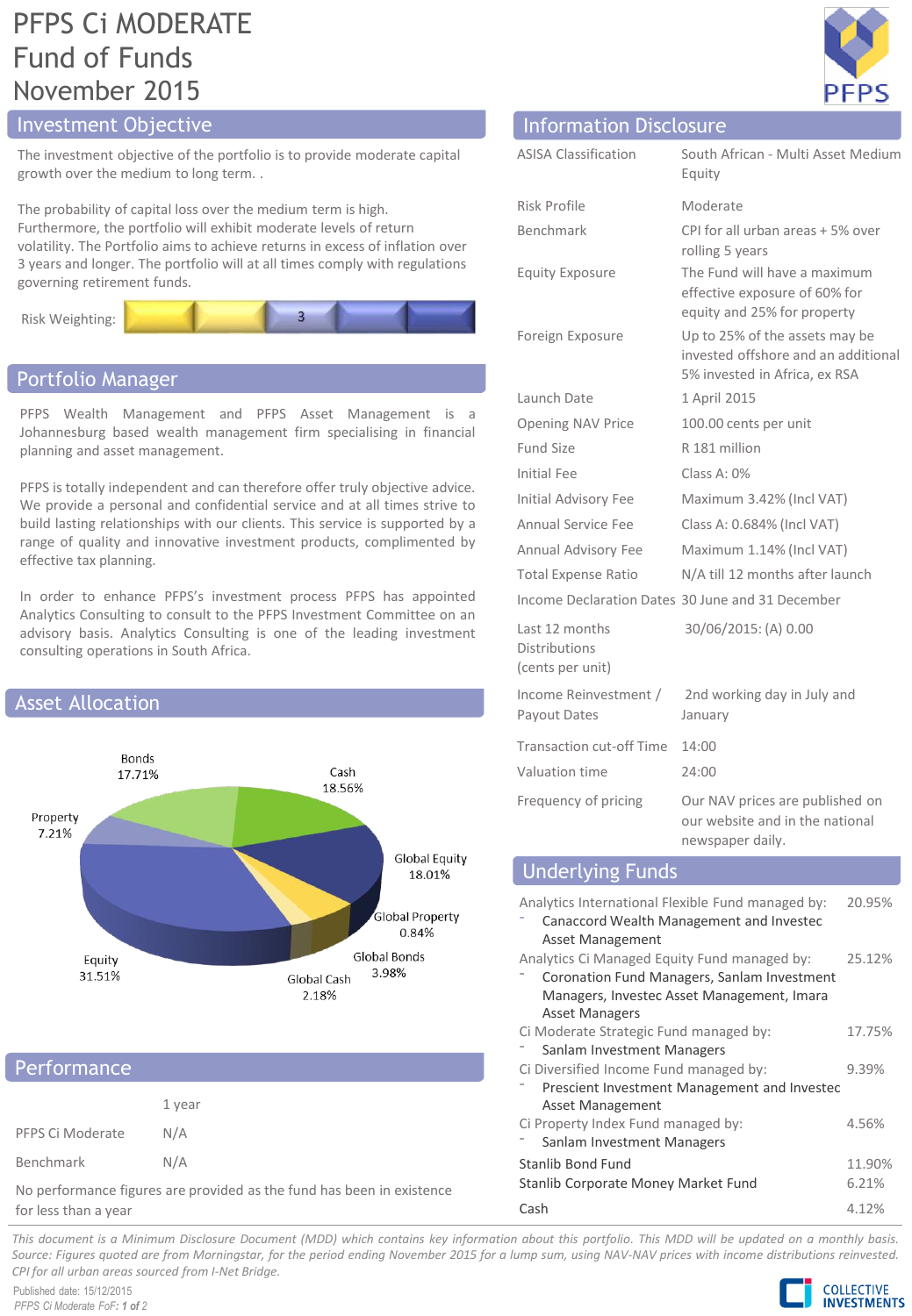# PFPS Ci MODERATE Fund of Funds November 2015

## Investment Objective

The investment objective of the portfolio is to provide moderate capital growth over the medium to long term. .

The probability of capital loss over the medium term is high. Furthermore, the portfolio will exhibit moderate levels of return volatility. The Portfolio aims to achieve returns in excess of inflation over 3 years and longer. The portfolio will at all times comply with regulations governing retirement funds.

Risk Weighting: 3

## Portfolio Manager

PFPS Wealth Management and PFPS Asset Management is a Johannesburg based wealth management firm specialising in financial planning and asset management.

PFPS is totally independent and can therefore offer truly objective advice. We provide a personal and confidential service and at all times strive to build lasting relationships with our clients. This service is supported by a range of quality and innovative investment products, complimented by effective tax planning.

In order to enhance PFPS's investment process PFPS has appointed Analytics Consulting to consult to the PFPS Investment Committee on an advisory basis. Analytics Consulting is one of the leading investment consulting operations in South Africa.

## Asset Allocation

| Asset | Allocation |
|---|---|
| Bonds | 17.71% |
| Cash | 18.56% |
| Property | 7.21% |
| Global Equity | 18.01% |
| Global Property | 0.84% |
| Global Bonds | 3.98% |
| Global Cash | 2.18% |
| Equity | 31.51% |

## Performance

| | 1 year |
|---|---|
| PFPS Ci Moderate | N/A |
| Benchmark | N/A |

No performance figures are provided as the fund has been in existence for less than a year

## Information Disclosure

| | |
|---|---|
| ASISA Classification | South African - Multi Asset Medium Equity |
| Risk Profile | Moderate |
| Benchmark | CPI for all urban areas + 5% over rolling 5 years |
| Equity Exposure | The Fund will have a maximum effective exposure of 60% for equity and 25% for property |
| Foreign Exposure | Up to 25% of the assets may be invested offshore and an additional 5% invested in Africa, ex RSA |
| Launch Date | 1 April 2015 |
| Opening NAV Price | 100.00 cents per unit |
| Fund Size | R 181 million |
| Initial Fee | Class A: 0% |
| Initial Advisory Fee | Maximum 3.42% (Incl VAT) |
| Annual Service Fee | Class A: 0.684% (Incl VAT) |
| Annual Advisory Fee | Maximum 1.14% (Incl VAT) |
| Total Expense Ratio | N/A till 12 months after launch |
| Income Declaration Dates | 30 June and 31 December |
| Last 12 months Distributions (cents per unit) | 30/06/2015: (A) 0.00 |
| Income Reinvestment / Payout Dates | 2nd working day in July and January |
| Transaction cut-off Time | 14:00 |
| Valuation time | 24:00 |
| Frequency of pricing | Our NAV prices are published on our website and in the national newspaper daily. |

## Underlying Funds

| Fund | Weight |
|---|---|
| Analytics International Flexible Fund managed by: - Canaccord Wealth Management and Investec Asset Management | 20.95% |
| Analytics Ci Managed Equity Fund managed by: - Coronation Fund Managers, Sanlam Investment Managers, Investec Asset Management, Imara Asset Managers | 25.12% |
| Ci Moderate Strategic Fund managed by: - Sanlam Investment Managers | 17.75% |
| Ci Diversified Income Fund managed by: - Prescient Investment Management and Investec Asset Management | 9.39% |
| Ci Property Index Fund managed by: - Sanlam Investment Managers | 4.56% |
| Stanlib Bond Fund | 11.90% |
| Stanlib Corporate Money Market Fund | 6.21% |
| Cash | 4.12% |

*This document is a Minimum Disclosure Document (MDD) which contains key information about this portfolio. This MDD will be updated on a monthly basis. Source: Figures quoted are from Morningstar, for the period ending November 2015 for a lump sum, using NAV-NAV prices with income distributions reinvested. CPI for all urban areas sourced from I-Net Bridge.*

Published date: 15/12/2015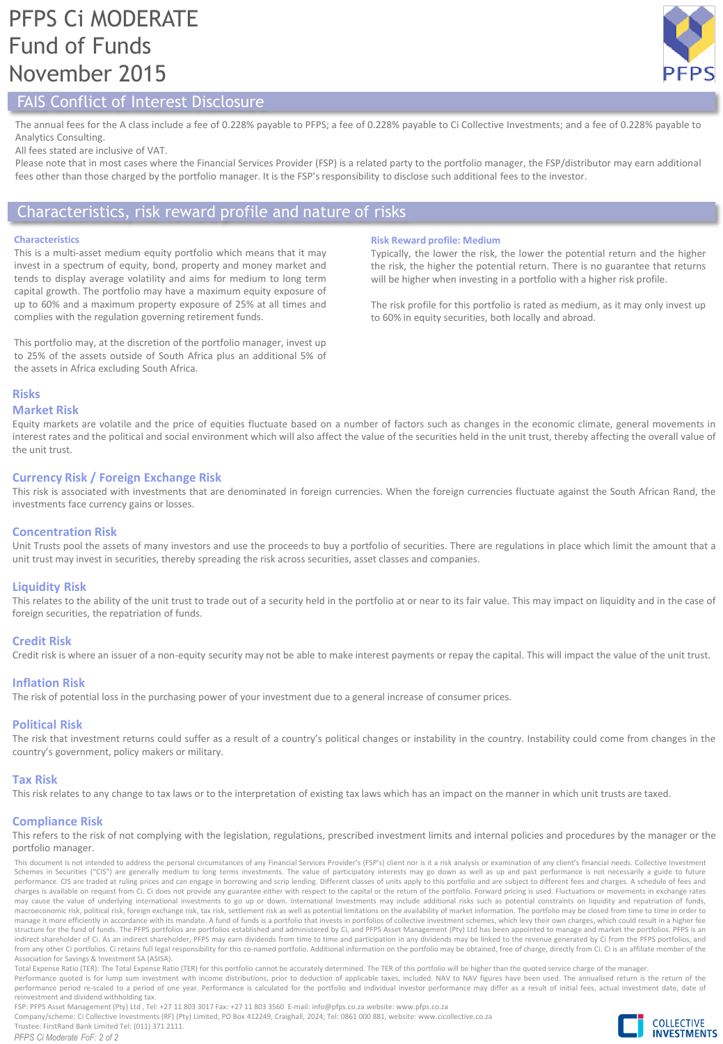# PFPS Ci MODERATE Fund of Funds November 2015

## FAIS Conflict of Interest Disclosure

The annual fees for the A class include a fee of 0.228% payable to PFPS; a fee of 0.228% payable to Ci Collective Investments; and a fee of 0.228% payable to Analytics Consulting.

All fees stated are inclusive of VAT.

Please note that in most cases where the Financial Services Provider (FSP) is a related party to the portfolio manager, the FSP/distributor may earn additional fees other than those charged by the portfolio manager. It is the FSP's responsibility to disclose such additional fees to the investor.

## Characteristics, risk reward profile and nature of risks

### Characteristics

This is a multi-asset medium equity portfolio which means that it may invest in a spectrum of equity, bond, property and money market and tends to display average volatility and aims for medium to long term capital growth. The portfolio may have a maximum equity exposure of up to 60% and a maximum property exposure of 25% at all times and complies with the regulation governing retirement funds.

This portfolio may, at the discretion of the portfolio manager, invest up to 25% of the assets outside of South Africa plus an additional 5% of the assets in Africa excluding South Africa.

### Risk Reward profile: Medium

Typically, the lower the risk, the lower the potential return and the higher the risk, the higher the potential return. There is no guarantee that returns will be higher when investing in a portfolio with a higher risk profile.

The risk profile for this portfolio is rated as medium, as it may only invest up to 60% in equity securities, both locally and abroad.

### Risks

#### Market Risk

Equity markets are volatile and the price of equities fluctuate based on a number of factors such as changes in the economic climate, general movements in interest rates and the political and social environment which will also affect the value of the securities held in the unit trust, thereby affecting the overall value of the unit trust.

#### Currency Risk / Foreign Exchange Risk

This risk is associated with investments that are denominated in foreign currencies. When the foreign currencies fluctuate against the South African Rand, the investments face currency gains or losses.

#### Concentration Risk

Unit Trusts pool the assets of many investors and use the proceeds to buy a portfolio of securities. There are regulations in place which limit the amount that a unit trust may invest in securities, thereby spreading the risk across securities, asset classes and companies.

#### Liquidity Risk

This relates to the ability of the unit trust to trade out of a security held in the portfolio at or near to its fair value. This may impact on liquidity and in the case of foreign securities, the repatriation of funds.

#### Credit Risk

Credit risk is where an issuer of a non-equity security may not be able to make interest payments or repay the capital. This will impact the value of the unit trust.

#### Inflation Risk

The risk of potential loss in the purchasing power of your investment due to a general increase of consumer prices.

#### Political Risk

The risk that investment returns could suffer as a result of a country's political changes or instability in the country. Instability could come from changes in the country's government, policy makers or military.

#### Tax Risk

This risk relates to any change to tax laws or to the interpretation of existing tax laws which has an impact on the manner in which unit trusts are taxed.

#### Compliance Risk

This refers to the risk of not complying with the legislation, regulations, prescribed investment limits and internal policies and procedures by the manager or the portfolio manager.

This document is not intended to address the personal circumstances of any Financial Services Provider's (FSP's) client nor is it a risk analysis or examination of any client's financial needs. Collective Investment Schemes in Securities ("CIS") are generally medium to long terms investments. The value of participatory interests may go down as well as up and past performance is not necessarily a guide to future performance. CIS are traded at ruling prices and can engage in borrowing and scrip lending. Different classes of units apply to this portfolio and are subject to different fees and charges. A schedule of fees and charges is available on request from Ci. Ci does not provide any guarantee either with respect to the capital or the return of the portfolio. Forward pricing is used. Fluctuations or movements in exchange rates may cause the value of underlying international investments to go up or down. International Investments may include additional risks such as potential constraints on liquidity and repatriation of funds, macroeconomic risk, political risk, foreign exchange risk, tax risk, settlement risk as well as potential limitations on the availability of market information. The portfolio may be closed from time to time in order to manage it more efficiently in accordance with its mandate. A fund of funds is a portfolio that invests in portfolios of collective investment schemes, which levy their own charges, which could result in a higher fee structure for the fund of funds. The PFPS portfolios are portfolios established and administered by Ci, and PFPS Asset Management (Pty) Ltd has been appointed to manage and market the portfolios. PFPS is an indirect shareholder of Ci. As an indirect shareholder, PFPS may earn dividends from time to time and participation in any dividends may be linked to the revenue generated by Ci from the PFPS portfolios, and from any other Ci portfolios. Ci retains full legal responsibility for this co-named portfolio. Additional information on the portfolio may be obtained, free of charge, directly from Ci. Ci is an affiliate member of the Association for Savings & Investment SA (ASISA).

Total Expense Ratio (TER): The Total Expense Ratio (TER) for this portfolio cannot be accurately determined. The TER of this portfolio will be higher than the quoted service charge of the manager.

Performance quoted is for lump sum investment with income distributions, prior to deduction of applicable taxes, included. NAV to NAV figures have been used. The annualised return is the return of the performance period re-scaled to a period of one year. Performance is calculated for the portfolio and individual investor performance may differ as a result of initial fees, actual investment date, date of reinvestment and dividend withholding tax.

FSP: PFPS Asset Management (Pty) Ltd , Tel: +27 11 803 3017 Fax: +27 11 803 3560 E-mail: info@pfps.co.za website: www.pfps.co.za

Company/scheme: Ci Collective Investments (RF) (Pty) Limited, PO Box 412249, Craighall, 2024; Tel: 0861 000 881, website: www.cicollective.co.za

Trustee: FirstRand Bank Limited Tel: (011) 371 2111.